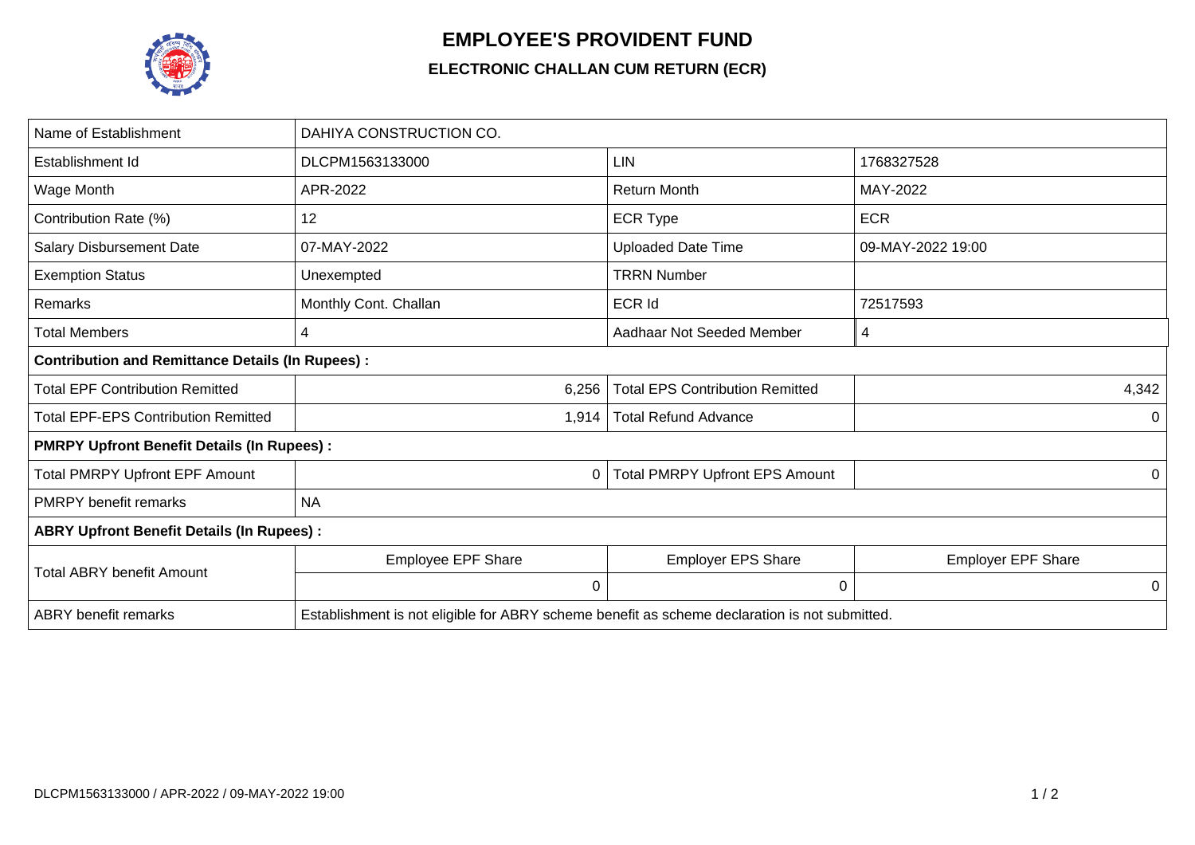# EMPLOYEE'S PROVIDENT FUND

## ELECTRONIC CHALLAN CUM RETURN (ECR)

| Name of Establishment | DAHIYA CONSTRUCTION CO. | | |
|---|---|---|---|
| Establishment Id | DLCPM1563133000 | LIN | 1768327528 |
| Wage Month | APR-2022 | Return Month | MAY-2022 |
| Contribution Rate (%) | 12 | ECR Type | ECR |
| Salary Disbursement Date | 07-MAY-2022 | Uploaded Date Time | 09-MAY-2022 19:00 |
| Exemption Status | Unexempted | TRRN Number | |
| Remarks | Monthly Cont. Challan | ECR Id | 72517593 |
| Total Members | 4 | Aadhaar Not Seeded Member | 4 |
| **Contribution and Remittance Details (In Rupees) :** | | | |
| Total EPF Contribution Remitted | 6,256 | Total EPS Contribution Remitted | 4,342 |
| Total EPF-EPS Contribution Remitted | 1,914 | Total Refund Advance | 0 |
| **PMRPY Upfront Benefit Details (In Rupees) :** | | | |
| Total PMRPY Upfront EPF Amount | 0 | Total PMRPY Upfront EPS Amount | 0 |
| PMRPY benefit remarks | NA | | |
| **ABRY Upfront Benefit Details (In Rupees) :** | | | |
| Total ABRY benefit Amount | Employee EPF Share | Employer EPS Share | Employer EPF Share |
| | 0 | 0 | 0 |
| ABRY benefit remarks | Establishment is not eligible for ABRY scheme benefit as scheme declaration is not submitted. | | |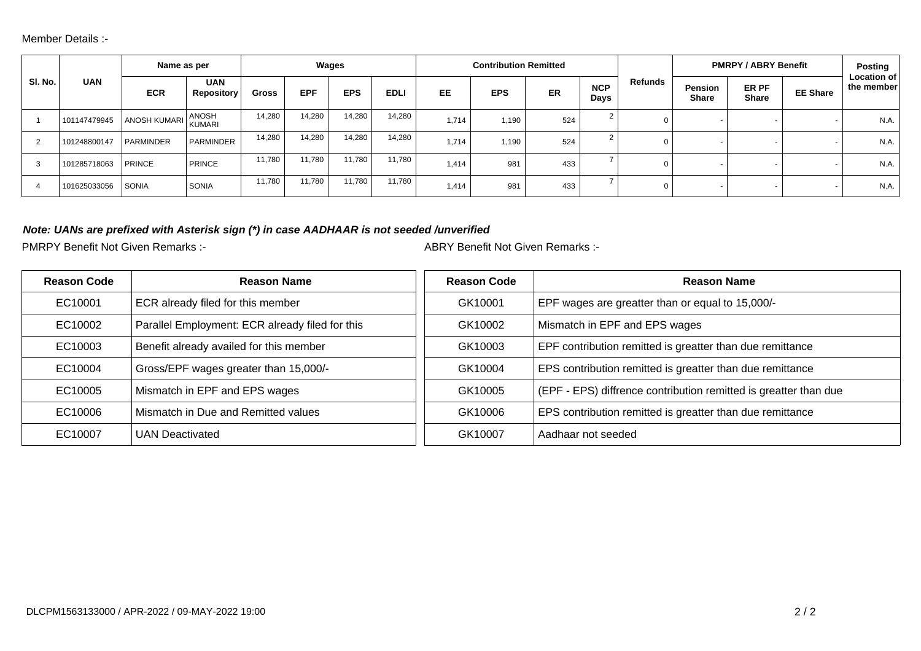Member Details :-

| Sl. No. | UAN | Name as per | | Wages | | | | Contribution Remitted | | | | Refunds | PMRPY / ABRY Benefit | | | Posting Location of the member |
|---|---|---|---|---|---|---|---|---|---|---|---|---|---|---|---|---|
| | | ECR | UAN Repository | Gross | EPF | EPS | EDLI | EE | EPS | ER | NCP Days | | Pension Share | ER PF Share | EE Share | |
| 1 | 101147479945 | ANOSH KUMARI | ANOSH KUMARI | 14,280 | 14,280 | 14,280 | 14,280 | 1,714 | 1,190 | 524 | 2 | 0 | - | - | - | N.A. |
| 2 | 101248800147 | PARMINDER | PARMINDER | 14,280 | 14,280 | 14,280 | 14,280 | 1,714 | 1,190 | 524 | 2 | 0 | - | - | - | N.A. |
| 3 | 101285718063 | PRINCE | PRINCE | 11,780 | 11,780 | 11,780 | 11,780 | 1,414 | 981 | 433 | 7 | 0 | - | - | - | N.A. |
| 4 | 101625033056 | SONIA | SONIA | 11,780 | 11,780 | 11,780 | 11,780 | 1,414 | 981 | 433 | 7 | 0 | - | - | - | N.A. |

***Note: UANs are prefixed with Asterisk sign (*) in case AADHAAR is not seeded /unverified***

PMRPY Benefit Not Given Remarks :-

| Reason Code | Reason Name |
|---|---|
| EC10001 | ECR already filed for this member |
| EC10002 | Parallel Employment: ECR already filed for this |
| EC10003 | Benefit already availed for this member |
| EC10004 | Gross/EPF wages greater than 15,000/- |
| EC10005 | Mismatch in EPF and EPS wages |
| EC10006 | Mismatch in Due and Remitted values |
| EC10007 | UAN Deactivated |

ABRY Benefit Not Given Remarks :-

| Reason Code | Reason Name |
|---|---|
| GK10001 | EPF wages are greatter than or equal to 15,000/- |
| GK10002 | Mismatch in EPF and EPS wages |
| GK10003 | EPF contribution remitted is greatter than due remittance |
| GK10004 | EPS contribution remitted is greatter than due remittance |
| GK10005 | (EPF - EPS) diffrence contribution remitted is greatter than due |
| GK10006 | EPS contribution remitted is greatter than due remittance |
| GK10007 | Aadhaar not seeded |

DLCPM1563133000 / APR-2022 / 09-MAY-2022 19:00